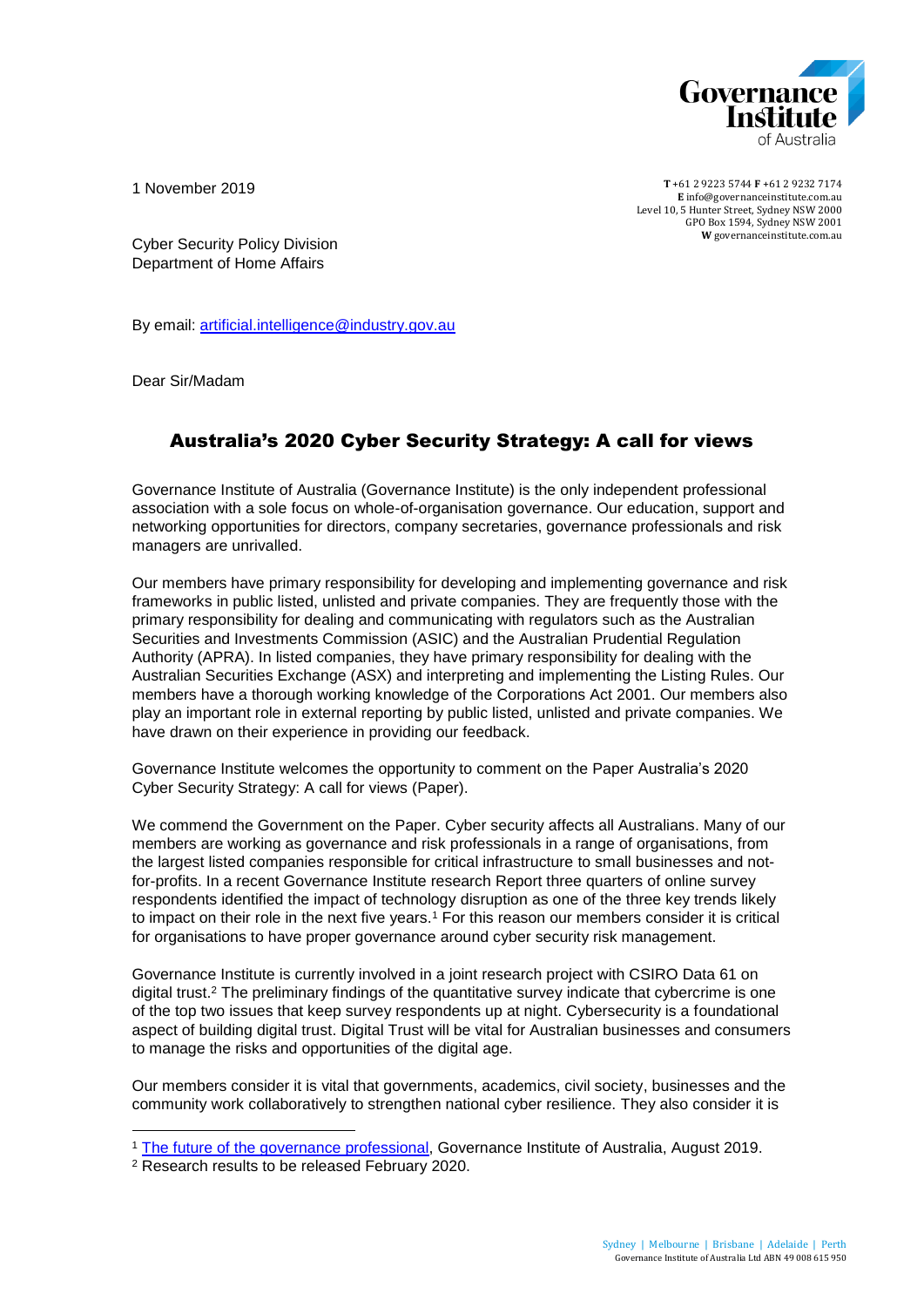1 November 2019

**T** +61 2 9223 5744 **F** +61 2 9232 7174
**E** info@governanceinstitute.com.au
Level 10, 5 Hunter Street, Sydney NSW 2000
GPO Box 1594, Sydney NSW 2001
**W** governanceinstitute.com.au

Cyber Security Policy Division
Department of Home Affairs

By email: [artificial.intelligence@industry.gov.au](mailto:artificial.intelligence@industry.gov.au)

Dear Sir/Madam

## Australia's 2020 Cyber Security Strategy: A call for views

Governance Institute of Australia (Governance Institute) is the only independent professional association with a sole focus on whole-of-organisation governance. Our education, support and networking opportunities for directors, company secretaries, governance professionals and risk managers are unrivalled.

Our members have primary responsibility for developing and implementing governance and risk frameworks in public listed, unlisted and private companies. They are frequently those with the primary responsibility for dealing and communicating with regulators such as the Australian Securities and Investments Commission (ASIC) and the Australian Prudential Regulation Authority (APRA). In listed companies, they have primary responsibility for dealing with the Australian Securities Exchange (ASX) and interpreting and implementing the Listing Rules. Our members have a thorough working knowledge of the Corporations Act 2001. Our members also play an important role in external reporting by public listed, unlisted and private companies. We have drawn on their experience in providing our feedback.

Governance Institute welcomes the opportunity to comment on the Paper Australia's 2020 Cyber Security Strategy: A call for views (Paper).

We commend the Government on the Paper. Cyber security affects all Australians. Many of our members are working as governance and risk professionals in a range of organisations, from the largest listed companies responsible for critical infrastructure to small businesses and not-for-profits. In a recent Governance Institute research Report three quarters of online survey respondents identified the impact of technology disruption as one of the three key trends likely to impact on their role in the next five years.[1] For this reason our members consider it is critical for organisations to have proper governance around cyber security risk management.

Governance Institute is currently involved in a joint research project with CSIRO Data 61 on digital trust.[2] The preliminary findings of the quantitative survey indicate that cybercrime is one of the top two issues that keep survey respondents up at night. Cybersecurity is a foundational aspect of building digital trust. Digital Trust will be vital for Australian businesses and consumers to manage the risks and opportunities of the digital age.

Our members consider it is vital that governments, academics, civil society, businesses and the community work collaboratively to strengthen national cyber resilience. They also consider it is

---

[1] [The future of the governance professional](), Governance Institute of Australia, August 2019.

[2] Research results to be released February 2020.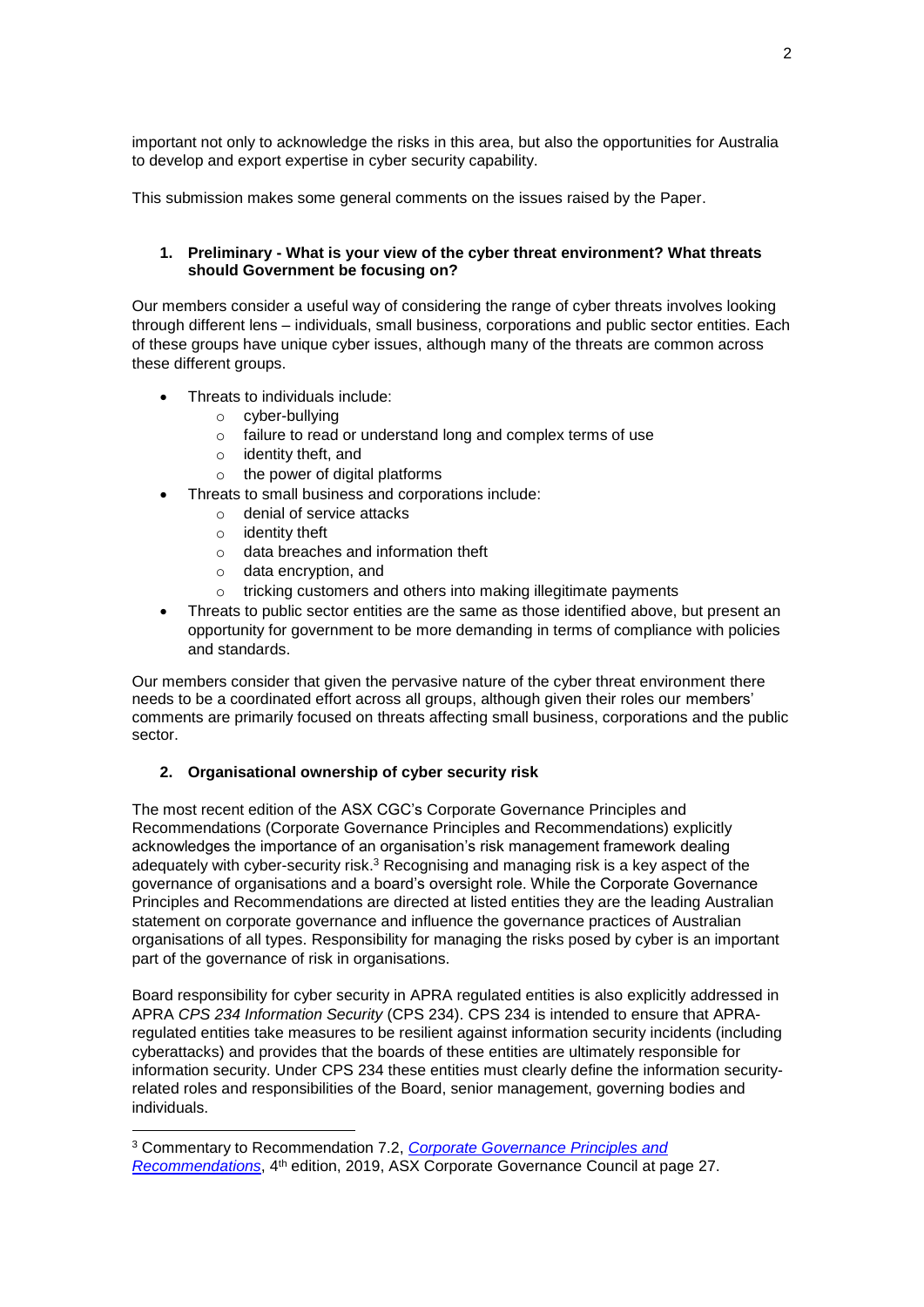important not only to acknowledge the risks in this area, but also the opportunities for Australia to develop and export expertise in cyber security capability.

This submission makes some general comments on the issues raised by the Paper.

**1. Preliminary - What is your view of the cyber threat environment? What threats should Government be focusing on?**

Our members consider a useful way of considering the range of cyber threats involves looking through different lens – individuals, small business, corporations and public sector entities. Each of these groups have unique cyber issues, although many of the threats are common across these different groups.

- Threats to individuals include:
  - cyber-bullying
  - failure to read or understand long and complex terms of use
  - identity theft, and
  - the power of digital platforms
- Threats to small business and corporations include:
  - denial of service attacks
  - identity theft
  - data breaches and information theft
  - data encryption, and
  - tricking customers and others into making illegitimate payments
- Threats to public sector entities are the same as those identified above, but present an opportunity for government to be more demanding in terms of compliance with policies and standards.

Our members consider that given the pervasive nature of the cyber threat environment there needs to be a coordinated effort across all groups, although given their roles our members' comments are primarily focused on threats affecting small business, corporations and the public sector.

**2. Organisational ownership of cyber security risk**

The most recent edition of the ASX CGC's Corporate Governance Principles and Recommendations (Corporate Governance Principles and Recommendations) explicitly acknowledges the importance of an organisation's risk management framework dealing adequately with cyber-security risk.[3] Recognising and managing risk is a key aspect of the governance of organisations and a board's oversight role. While the Corporate Governance Principles and Recommendations are directed at listed entities they are the leading Australian statement on corporate governance and influence the governance practices of Australian organisations of all types. Responsibility for managing the risks posed by cyber is an important part of the governance of risk in organisations.

Board responsibility for cyber security in APRA regulated entities is also explicitly addressed in APRA *CPS 234 Information Security* (CPS 234). CPS 234 is intended to ensure that APRA-regulated entities take measures to be resilient against information security incidents (including cyberattacks) and provides that the boards of these entities are ultimately responsible for information security. Under CPS 234 these entities must clearly define the information security-related roles and responsibilities of the Board, senior management, governing bodies and individuals.

---

[3] Commentary to Recommendation 7.2, *Corporate Governance Principles and Recommendations*, 4th edition, 2019, ASX Corporate Governance Council at page 27.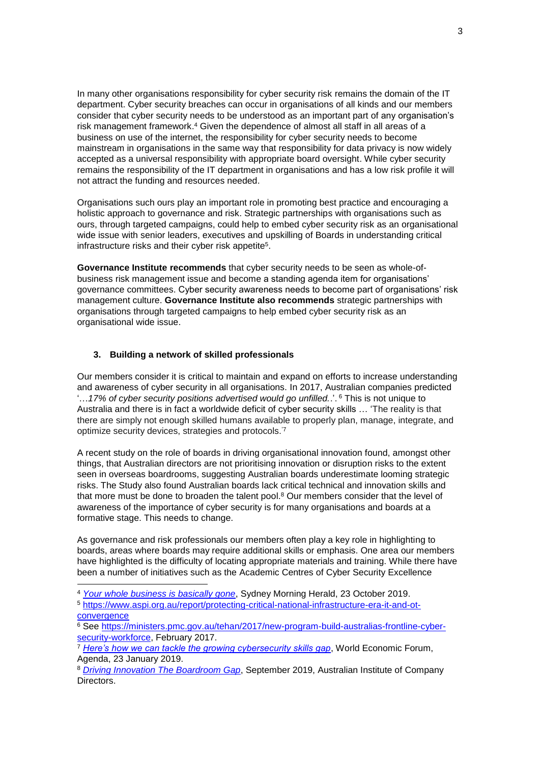In many other organisations responsibility for cyber security risk remains the domain of the IT department. Cyber security breaches can occur in organisations of all kinds and our members consider that cyber security needs to be understood as an important part of any organisation's risk management framework.[4] Given the dependence of almost all staff in all areas of a business on use of the internet, the responsibility for cyber security needs to become mainstream in organisations in the same way that responsibility for data privacy is now widely accepted as a universal responsibility with appropriate board oversight. While cyber security remains the responsibility of the IT department in organisations and has a low risk profile it will not attract the funding and resources needed.

Organisations such ours play an important role in promoting best practice and encouraging a holistic approach to governance and risk. Strategic partnerships with organisations such as ours, through targeted campaigns, could help to embed cyber security risk as an organisational wide issue with senior leaders, executives and upskilling of Boards in understanding critical infrastructure risks and their cyber risk appetite[5].

**Governance Institute recommends** that cyber security needs to be seen as whole-of-business risk management issue and become a standing agenda item for organisations' governance committees. Cyber security awareness needs to become part of organisations' risk management culture. **Governance Institute also recommends** strategic partnerships with organisations through targeted campaigns to help embed cyber security risk as an organisational wide issue.

### 3. Building a network of skilled professionals

Our members consider it is critical to maintain and expand on efforts to increase understanding and awareness of cyber security in all organisations. In 2017, Australian companies predicted '…*17% of cyber security positions advertised would go unfilled.*.'.[6] This is not unique to Australia and there is in fact a worldwide deficit of cyber security skills … 'The reality is that there are simply not enough skilled humans available to properly plan, manage, integrate, and optimize security devices, strategies and protocols.'[7]

A recent study on the role of boards in driving organisational innovation found, amongst other things, that Australian directors are not prioritising innovation or disruption risks to the extent seen in overseas boardrooms, suggesting Australian boards underestimate looming strategic risks. The Study also found Australian boards lack critical technical and innovation skills and that more must be done to broaden the talent pool.[8] Our members consider that the level of awareness of the importance of cyber security is for many organisations and boards at a formative stage. This needs to change.

As governance and risk professionals our members often play a key role in highlighting to boards, areas where boards may require additional skills or emphasis. One area our members have highlighted is the difficulty of locating appropriate materials and training. While there have been a number of initiatives such as the Academic Centres of Cyber Security Excellence

---

[4] *Your whole business is basically gone*, Sydney Morning Herald, 23 October 2019.

[5] https://www.aspi.org.au/report/protecting-critical-national-infrastructure-era-it-and-ot-convergence

[6] See https://ministers.pmc.gov.au/tehan/2017/new-program-build-australias-frontline-cyber-security-workforce, February 2017.

[7] *Here's how we can tackle the growing cybersecurity skills gap*, World Economic Forum, Agenda, 23 January 2019.

[8] *Driving Innovation The Boardroom Gap*, September 2019, Australian Institute of Company Directors.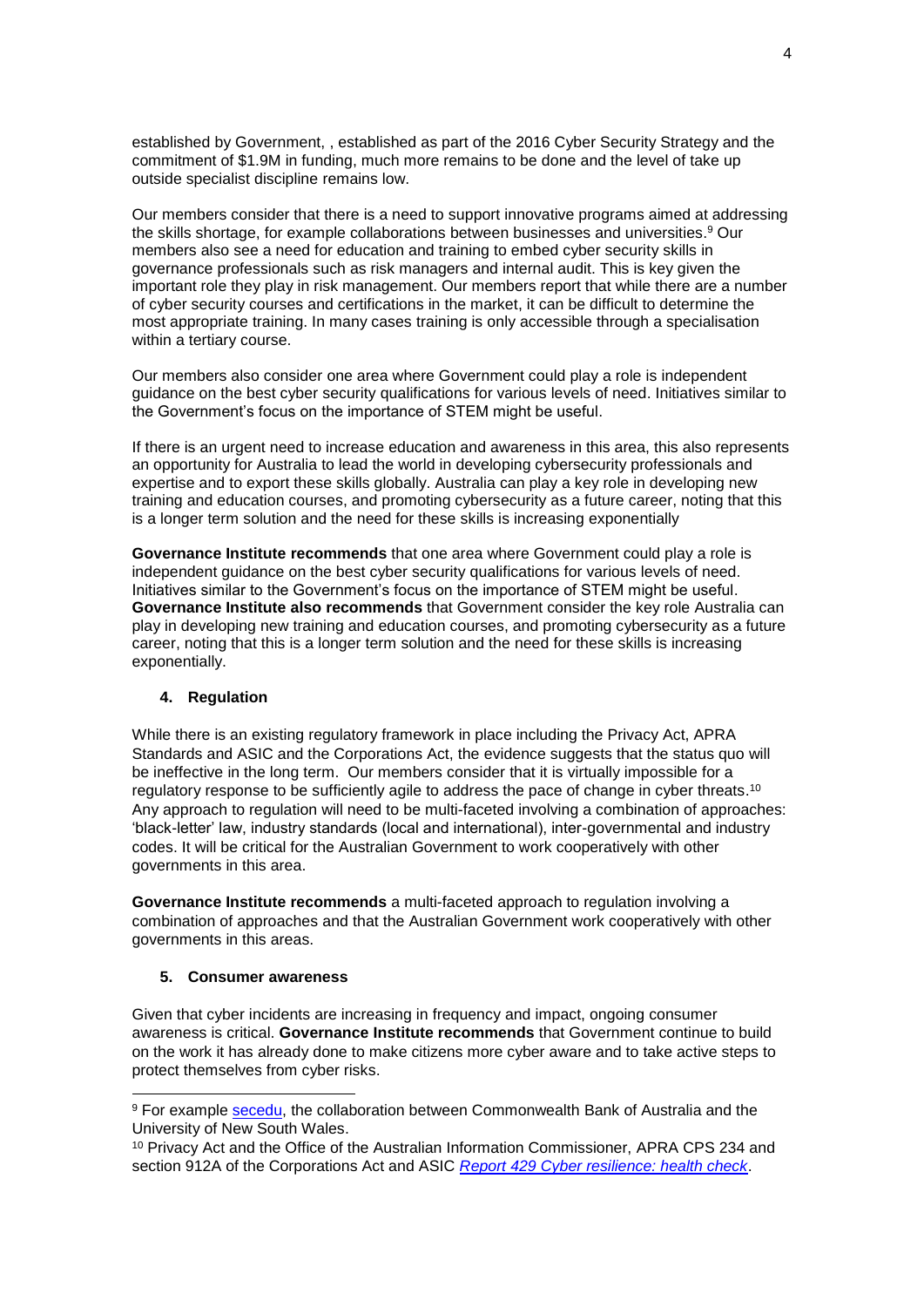established by Government, , established as part of the 2016 Cyber Security Strategy and the commitment of $1.9M in funding, much more remains to be done and the level of take up outside specialist discipline remains low.

Our members consider that there is a need to support innovative programs aimed at addressing the skills shortage, for example collaborations between businesses and universities.[9] Our members also see a need for education and training to embed cyber security skills in governance professionals such as risk managers and internal audit. This is key given the important role they play in risk management. Our members report that while there are a number of cyber security courses and certifications in the market, it can be difficult to determine the most appropriate training. In many cases training is only accessible through a specialisation within a tertiary course.

Our members also consider one area where Government could play a role is independent guidance on the best cyber security qualifications for various levels of need. Initiatives similar to the Government's focus on the importance of STEM might be useful.

If there is an urgent need to increase education and awareness in this area, this also represents an opportunity for Australia to lead the world in developing cybersecurity professionals and expertise and to export these skills globally. Australia can play a key role in developing new training and education courses, and promoting cybersecurity as a future career, noting that this is a longer term solution and the need for these skills is increasing exponentially

**Governance Institute recommends** that one area where Government could play a role is independent guidance on the best cyber security qualifications for various levels of need. Initiatives similar to the Government's focus on the importance of STEM might be useful. **Governance Institute also recommends** that Government consider the key role Australia can play in developing new training and education courses, and promoting cybersecurity as a future career, noting that this is a longer term solution and the need for these skills is increasing exponentially.

## 4. Regulation

While there is an existing regulatory framework in place including the Privacy Act, APRA Standards and ASIC and the Corporations Act, the evidence suggests that the status quo will be ineffective in the long term. Our members consider that it is virtually impossible for a regulatory response to be sufficiently agile to address the pace of change in cyber threats.[10] Any approach to regulation will need to be multi-faceted involving a combination of approaches: 'black-letter' law, industry standards (local and international), inter-governmental and industry codes. It will be critical for the Australian Government to work cooperatively with other governments in this area.

**Governance Institute recommends** a multi-faceted approach to regulation involving a combination of approaches and that the Australian Government work cooperatively with other governments in this areas.

## 5. Consumer awareness

Given that cyber incidents are increasing in frequency and impact, ongoing consumer awareness is critical. **Governance Institute recommends** that Government continue to build on the work it has already done to make citizens more cyber aware and to take active steps to protect themselves from cyber risks.

---

[9] For example secedu, the collaboration between Commonwealth Bank of Australia and the University of New South Wales.

[10] Privacy Act and the Office of the Australian Information Commissioner, APRA CPS 234 and section 912A of the Corporations Act and ASIC *Report 429 Cyber resilience: health check*.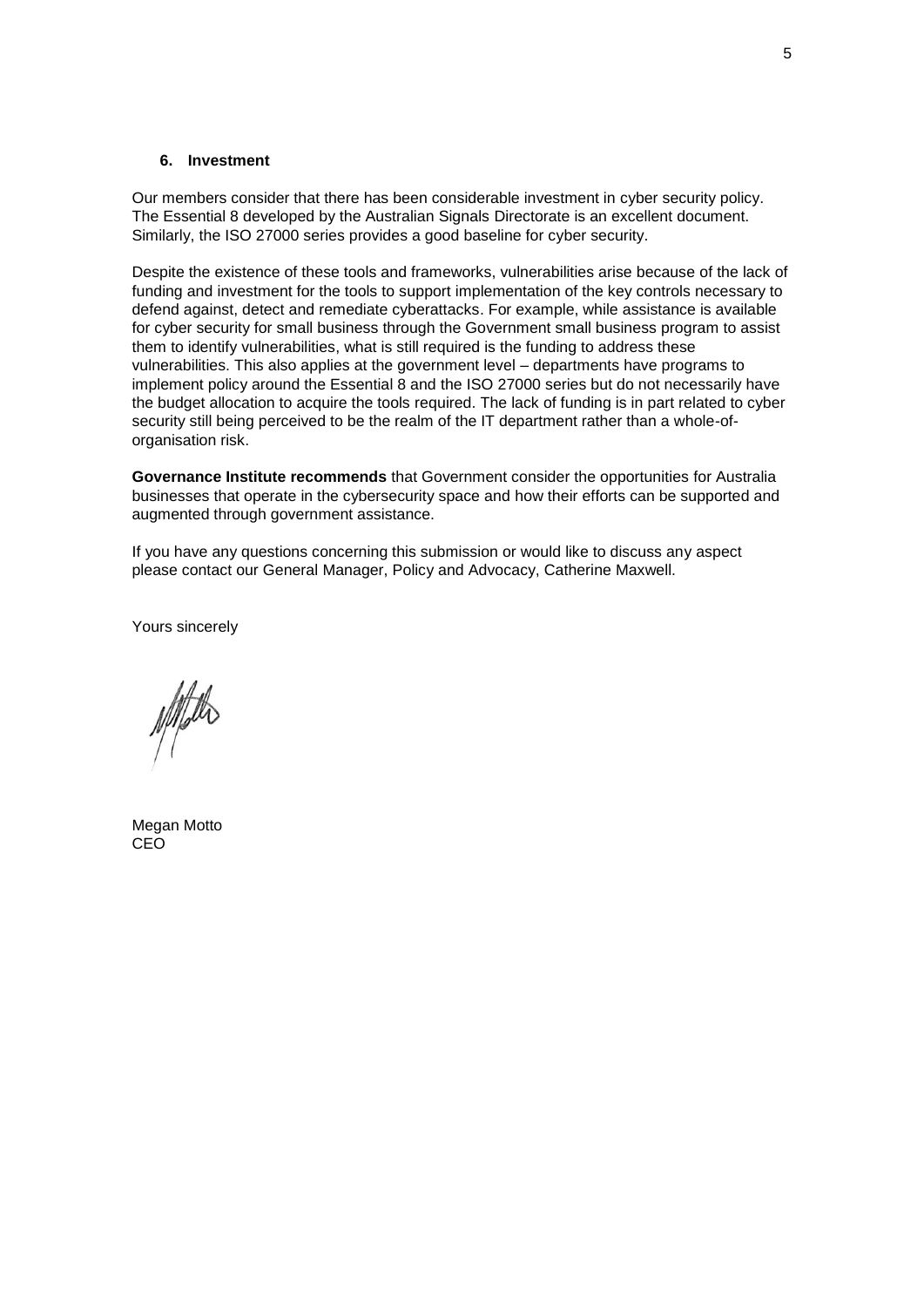## 6. Investment

Our members consider that there has been considerable investment in cyber security policy. The Essential 8 developed by the Australian Signals Directorate is an excellent document. Similarly, the ISO 27000 series provides a good baseline for cyber security.

Despite the existence of these tools and frameworks, vulnerabilities arise because of the lack of funding and investment for the tools to support implementation of the key controls necessary to defend against, detect and remediate cyberattacks. For example, while assistance is available for cyber security for small business through the Government small business program to assist them to identify vulnerabilities, what is still required is the funding to address these vulnerabilities. This also applies at the government level – departments have programs to implement policy around the Essential 8 and the ISO 27000 series but do not necessarily have the budget allocation to acquire the tools required. The lack of funding is in part related to cyber security still being perceived to be the realm of the IT department rather than a whole-of-organisation risk.

**Governance Institute recommends** that Government consider the opportunities for Australia businesses that operate in the cybersecurity space and how their efforts can be supported and augmented through government assistance.

If you have any questions concerning this submission or would like to discuss any aspect please contact our General Manager, Policy and Advocacy, Catherine Maxwell.

Yours sincerely

Megan Motto
CEO